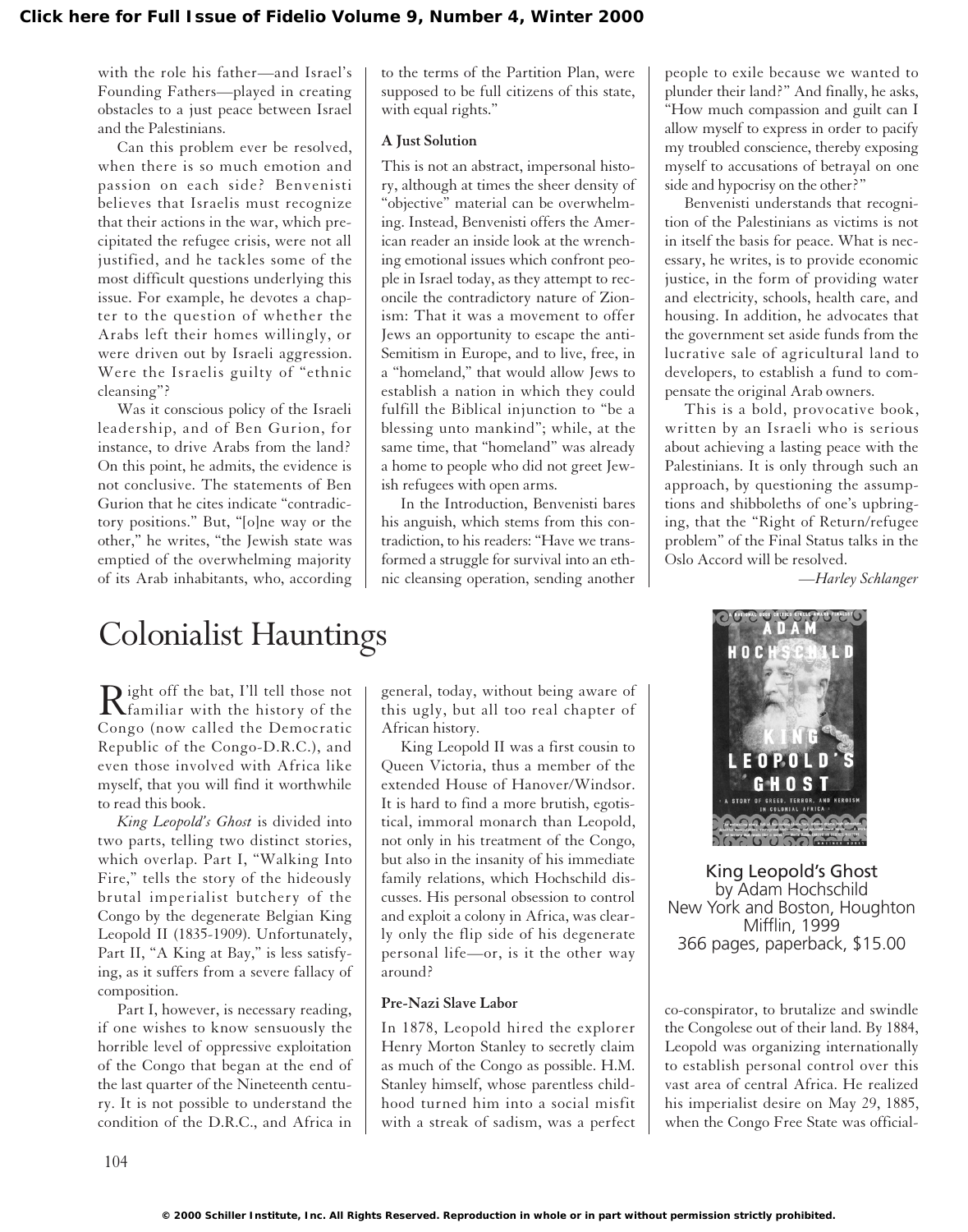with the role his father—and Israel's Founding Fathers—played in creating obstacles to a just peace between Israel and the Palestinians.

Can this problem ever be resolved, when there is so much emotion and passion on each side? Benvenisti believes that Israelis must recognize that their actions in the war, which precipitated the refugee crisis, were not all justified, and he tackles some of the most difficult questions underlying this issue. For example, he devotes a chapter to the question of whether the Arabs left their homes willingly, or were driven out by Israeli aggression. Were the Israelis guilty of "ethnic cleansing"?

Was it conscious policy of the Israeli leadership, and of Ben Gurion, for instance, to drive Arabs from the land? On this point, he admits, the evidence is not conclusive. The statements of Ben Gurion that he cites indicate "contradictory positions." But, "[o]ne way or the other," he writes, "the Jewish state was emptied of the overwhelming majority of its Arab inhabitants, who, according to the terms of the Partition Plan, were supposed to be full citizens of this state, with equal rights."

### A Just Solution

This is not an abstract, impersonal history, although at times the sheer density of "objective" material can be overwhelming. Instead, Benvenisti offers the American reader an inside look at the wrenching emotional issues which confront people in Israel today, as they attempt to reconcile the contradictory nature of Zionism: That it was a movement to offer Jews an opportunity to escape the anti-Semitism in Europe, and to live, free, in a "homeland," that would allow Jews to establish a nation in which they could fulfill the Biblical injunction to "be a blessing unto mankind"; while, at the same time, that "homeland" was already a home to people who did not greet Jewish refugees with open arms.

In the Introduction, Benvenisti bares his anguish, which stems from this contradiction, to his readers: "Have we transformed a struggle for survival into an ethnic cleansing operation, sending another people to exile because we wanted to plunder their land?" And finally, he asks, "How much compassion and guilt can I allow myself to express in order to pacify my troubled conscience, thereby exposing myself to accusations of betrayal on one side and hypocrisy on the other?"

Benvenisti understands that recognition of the Palestinians as victims is not in itself the basis for peace. What is necessary, he writes, is to provide economic justice, in the form of providing water and electricity, schools, health care, and housing. In addition, he advocates that the government set aside funds from the lucrative sale of agricultural land to developers, to establish a fund to compensate the original Arab owners.

This is a bold, provocative book, written by an Israeli who is serious about achieving a lasting peace with the Palestinians. It is only through such an approach, by questioning the assumptions and shibboleths of one's upbringing, that the "Right of Return/refugee problem" of the Final Status talks in the Oslo Accord will be resolved.

—*Harley Schlanger*

# Colonialist Hauntings

King Leopold's Ghost
by Adam Hochschild
New York and Boston, Houghton Mifflin, 1999
366 pages, paperback, $15.00

Right off the bat, I'll tell those not familiar with the history of the Congo (now called the Democratic Republic of the Congo-D.R.C.), and even those involved with Africa like myself, that you will find it worthwhile to read this book.

*King Leopold's Ghost* is divided into two parts, telling two distinct stories, which overlap. Part I, "Walking Into Fire," tells the story of the hideously brutal imperialist butchery of the Congo by the degenerate Belgian King Leopold II (1835-1909). Unfortunately, Part II, "A King at Bay," is less satisfying, as it suffers from a severe fallacy of composition.

Part I, however, is necessary reading, if one wishes to know sensuously the horrible level of oppressive exploitation of the Congo that began at the end of the last quarter of the Nineteenth century. It is not possible to understand the condition of the D.R.C., and Africa in general, today, without being aware of this ugly, but all too real chapter of African history.

King Leopold II was a first cousin to Queen Victoria, thus a member of the extended House of Hanover/Windsor. It is hard to find a more brutish, egotistical, immoral monarch than Leopold, not only in his treatment of the Congo, but also in the insanity of his immediate family relations, which Hochschild discusses. His personal obsession to control and exploit a colony in Africa, was clearly only the flip side of his degenerate personal life—or, is it the other way around?

### Pre-Nazi Slave Labor

In 1878, Leopold hired the explorer Henry Morton Stanley to secretly claim as much of the Congo as possible. H.M. Stanley himself, whose parentless childhood turned him into a social misfit with a streak of sadism, was a perfect co-conspirator, to brutalize and swindle the Congolese out of their land. By 1884, Leopold was organizing internationally to establish personal control over this vast area of central Africa. He realized his imperialist desire on May 29, 1885, when the Congo Free State was official-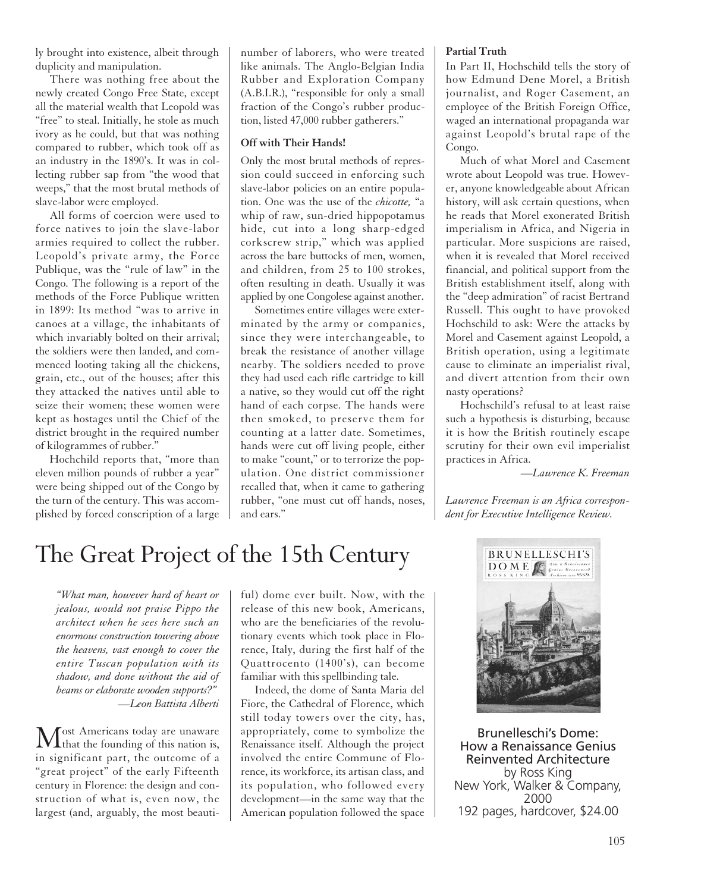ly brought into existence, albeit through duplicity and manipulation.

There was nothing free about the newly created Congo Free State, except all the material wealth that Leopold was "free" to steal. Initially, he stole as much ivory as he could, but that was nothing compared to rubber, which took off as an industry in the 1890's. It was in collecting rubber sap from "the wood that weeps," that the most brutal methods of slave-labor were employed.

All forms of coercion were used to force natives to join the slave-labor armies required to collect the rubber. Leopold's private army, the Force Publique, was the "rule of law" in the Congo. The following is a report of the methods of the Force Publique written in 1899: Its method "was to arrive in canoes at a village, the inhabitants of which invariably bolted on their arrival; the soldiers were then landed, and commenced looting taking all the chickens, grain, etc., out of the houses; after this they attacked the natives until able to seize their women; these women were kept as hostages until the Chief of the district brought in the required number of kilogrammes of rubber."

Hochchild reports that, "more than eleven million pounds of rubber a year" were being shipped out of the Congo by the turn of the century. This was accomplished by forced conscription of a large number of laborers, who were treated like animals. The Anglo-Belgian India Rubber and Exploration Company (A.B.I.R.), "responsible for only a small fraction of the Congo's rubber production, listed 47,000 rubber gatherers."

**Off with Their Hands!**

Only the most brutal methods of repression could succeed in enforcing such slave-labor policies on an entire population. One was the use of the *chicotte,* "a whip of raw, sun-dried hippopotamus hide, cut into a long sharp-edged corkscrew strip," which was applied across the bare buttocks of men, women, and children, from 25 to 100 strokes, often resulting in death. Usually it was applied by one Congolese against another.

Sometimes entire villages were exterminated by the army or companies, since they were interchangeable, to break the resistance of another village nearby. The soldiers needed to prove they had used each rifle cartridge to kill a native, so they would cut off the right hand of each corpse. The hands were then smoked, to preserve them for counting at a latter date. Sometimes, hands were cut off living people, either to make "count," or to terrorize the population. One district commissioner recalled that, when it came to gathering rubber, "one must cut off hands, noses, and ears."

**Partial Truth**

In Part II, Hochschild tells the story of how Edmund Dene Morel, a British journalist, and Roger Casement, an employee of the British Foreign Office, waged an international propaganda war against Leopold's brutal rape of the Congo.

Much of what Morel and Casement wrote about Leopold was true. However, anyone knowledgeable about African history, will ask certain questions, when he reads that Morel exonerated British imperialism in Africa, and Nigeria in particular. More suspicions are raised, when it is revealed that Morel received financial, and political support from the British establishment itself, along with the "deep admiration" of racist Bertrand Russell. This ought to have provoked Hochschild to ask: Were the attacks by Morel and Casement against Leopold, a British operation, using a legitimate cause to eliminate an imperialist rival, and divert attention from their own nasty operations?

Hochschild's refusal to at least raise such a hypothesis is disturbing, because it is how the British routinely escape scrutiny for their own evil imperialist practices in Africa.

*—Lawrence K. Freeman*

*Lawrence Freeman is an Africa correspondent for Executive Intelligence Review.*

# The Great Project of the 15th Century

*"What man, however hard of heart or jealous, would not praise Pippo the architect when he sees here such an enormous construction towering above the heavens, vast enough to cover the entire Tuscan population with its shadow, and done without the aid of beams or elaborate wooden supports?"*
*—Leon Battista Alberti*

Most Americans today are unaware that the founding of this nation is, in significant part, the outcome of a "great project" of the early Fifteenth century in Florence: the design and construction of what is, even now, the largest (and, arguably, the most beautiful) dome ever built. Now, with the release of this new book, Americans, who are the beneficiaries of the revolutionary events which took place in Florence, Italy, during the first half of the Quattrocento (1400's), can become familiar with this spellbinding tale.

Indeed, the dome of Santa Maria del Fiore, the Cathedral of Florence, which still today towers over the city, has, appropriately, come to symbolize the Renaissance itself. Although the project involved the entire Commune of Florence, its workforce, its artisan class, and its population, who followed every development—in the same way that the American population followed the space

Brunelleschi's Dome:
How a Renaissance Genius Reinvented Architecture
by Ross King
New York, Walker & Company, 2000
192 pages, hardcover, $24.00